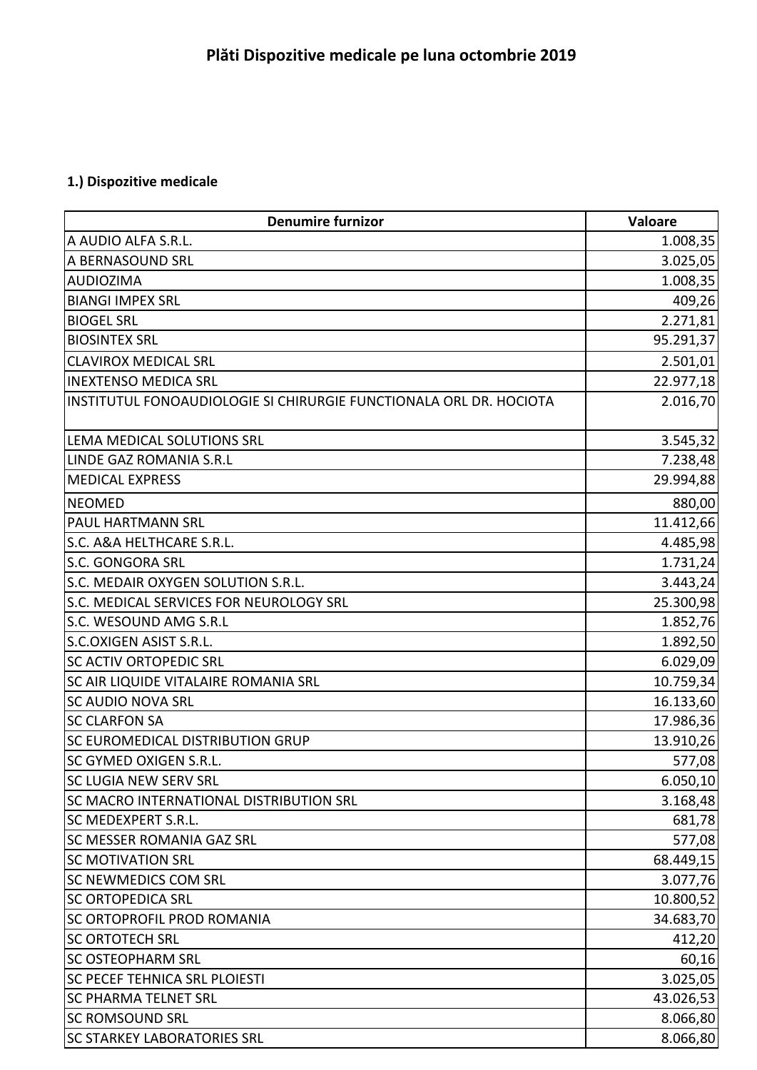# Plăti Dispozitive medicale pe luna octombrie 2019

**1.) Dispozitive medicale**

| Denumire furnizor | Valoare |
|---|---:|
| A AUDIO ALFA S.R.L. | 1.008,35 |
| A BERNASOUND SRL | 3.025,05 |
| AUDIOZIMA | 1.008,35 |
| BIANGI IMPEX SRL | 409,26 |
| BIOGEL SRL | 2.271,81 |
| BIOSINTEX SRL | 95.291,37 |
| CLAVIROX MEDICAL SRL | 2.501,01 |
| INEXTENSO MEDICA SRL | 22.977,18 |
| INSTITUTUL FONOAUDIOLOGIE SI CHIRURGIE FUNCTIONALA ORL DR. HOCIOTA | 2.016,70 |
| LEMA MEDICAL SOLUTIONS SRL | 3.545,32 |
| LINDE GAZ ROMANIA S.R.L | 7.238,48 |
| MEDICAL EXPRESS | 29.994,88 |
| NEOMED | 880,00 |
| PAUL HARTMANN SRL | 11.412,66 |
| S.C. A&A HELTHCARE S.R.L. | 4.485,98 |
| S.C. GONGORA SRL | 1.731,24 |
| S.C. MEDAIR OXYGEN SOLUTION S.R.L. | 3.443,24 |
| S.C. MEDICAL SERVICES FOR NEUROLOGY SRL | 25.300,98 |
| S.C. WESOUND AMG S.R.L | 1.852,76 |
| S.C.OXIGEN ASIST S.R.L. | 1.892,50 |
| SC ACTIV ORTOPEDIC SRL | 6.029,09 |
| SC AIR LIQUIDE VITALAIRE ROMANIA SRL | 10.759,34 |
| SC AUDIO NOVA SRL | 16.133,60 |
| SC CLARFON SA | 17.986,36 |
| SC EUROMEDICAL DISTRIBUTION GRUP | 13.910,26 |
| SC GYMED OXIGEN S.R.L. | 577,08 |
| SC LUGIA NEW SERV SRL | 6.050,10 |
| SC MACRO INTERNATIONAL DISTRIBUTION SRL | 3.168,48 |
| SC MEDEXPERT S.R.L. | 681,78 |
| SC MESSER ROMANIA GAZ SRL | 577,08 |
| SC MOTIVATION SRL | 68.449,15 |
| SC NEWMEDICS COM SRL | 3.077,76 |
| SC ORTOPEDICA SRL | 10.800,52 |
| SC ORTOPROFIL PROD ROMANIA | 34.683,70 |
| SC ORTOTECH SRL | 412,20 |
| SC OSTEOPHARM SRL | 60,16 |
| SC PECEF TEHNICA SRL PLOIESTI | 3.025,05 |
| SC PHARMA TELNET SRL | 43.026,53 |
| SC ROMSOUND SRL | 8.066,80 |
| SC STARKEY LABORATORIES SRL | 8.066,80 |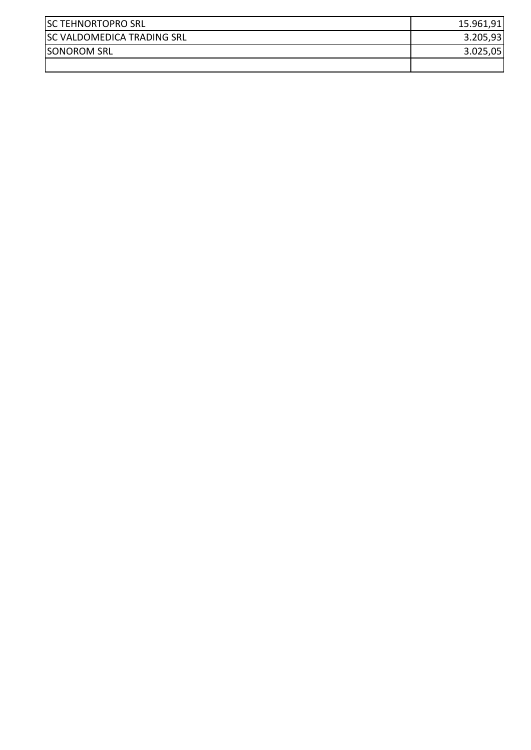| | |
|---|---|
| SC TEHNORTOPRO SRL | 15.961,91 |
| SC VALDOMEDICA TRADING SRL | 3.205,93 |
| SONOROM SRL | 3.025,05 |
| | |